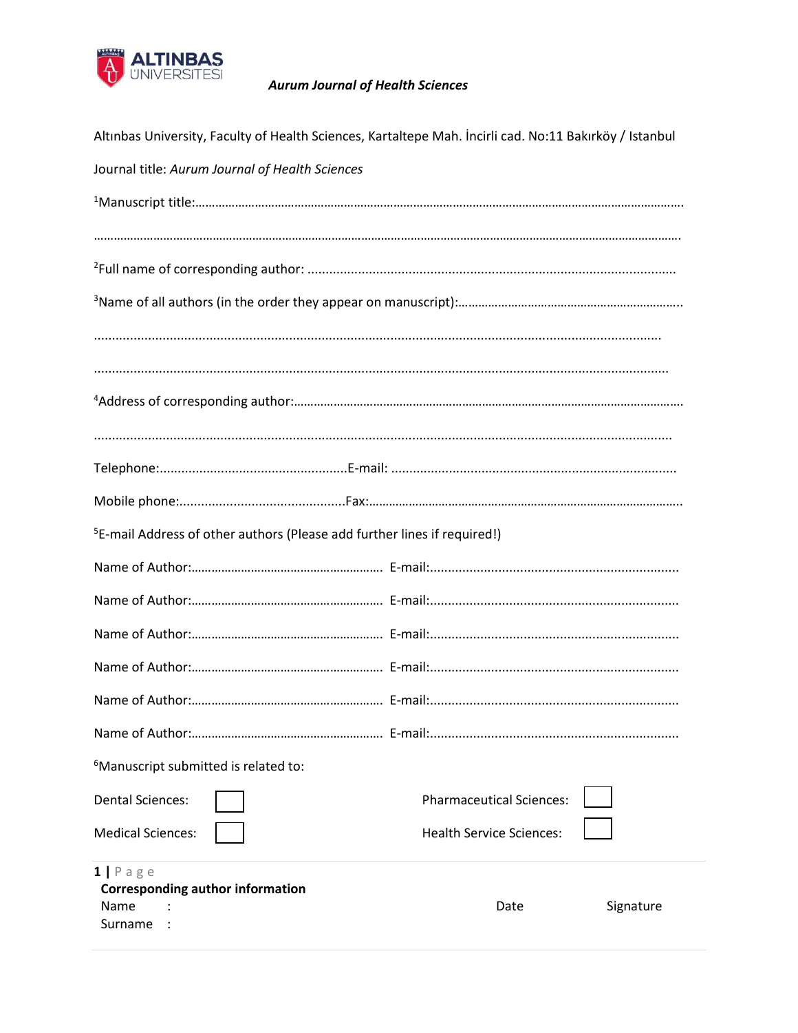ALTINBAS ÜNIVERSITESI

*Aurum Journal of Health Sciences*

Altınbas University, Faculty of Health Sciences, Kartaltepe Mah. İncirli cad. No:11 Bakırköy / Istanbul

Journal title: *Aurum Journal of Health Sciences*

[1]Manuscript title:……………………………………………………………………………………………………………………………….

……………………………………………………………………………………………………………………………………………………….

[2]Full name of corresponding author: .....................................................................................................

[3]Name of all authors (in the order they appear on manuscript):…………………………………………………………..

..........................................................................................................................................................

...........................................................................................................................................................

[4]Address of corresponding author:…………………………………………………………………………………………………….

.............................................................................................................................................................

Telephone:....................................................E-mail: ...............................................................................

Mobile phone:.............................................Fax:………………………………………………………………………………….

[5]E-mail Address of other authors (Please add further lines if required!)

Name of Author:………………………………………………….. E-mail:....................................................................

Name of Author:………………………………………………….. E-mail:....................................................................

Name of Author:………………………………………………….. E-mail:....................................................................

Name of Author:………………………………………………….. E-mail:....................................................................

Name of Author:………………………………………………….. E-mail:....................................................................

Name of Author:………………………………………………….. E-mail:....................................................................

[6]Manuscript submitted is related to:

Dental Sciences: ☐ Pharmaceutical Sciences: ☐

Medical Sciences: ☐ Health Service Sciences: ☐

**Corresponding author information**

Name :

Surname :

Date

Signature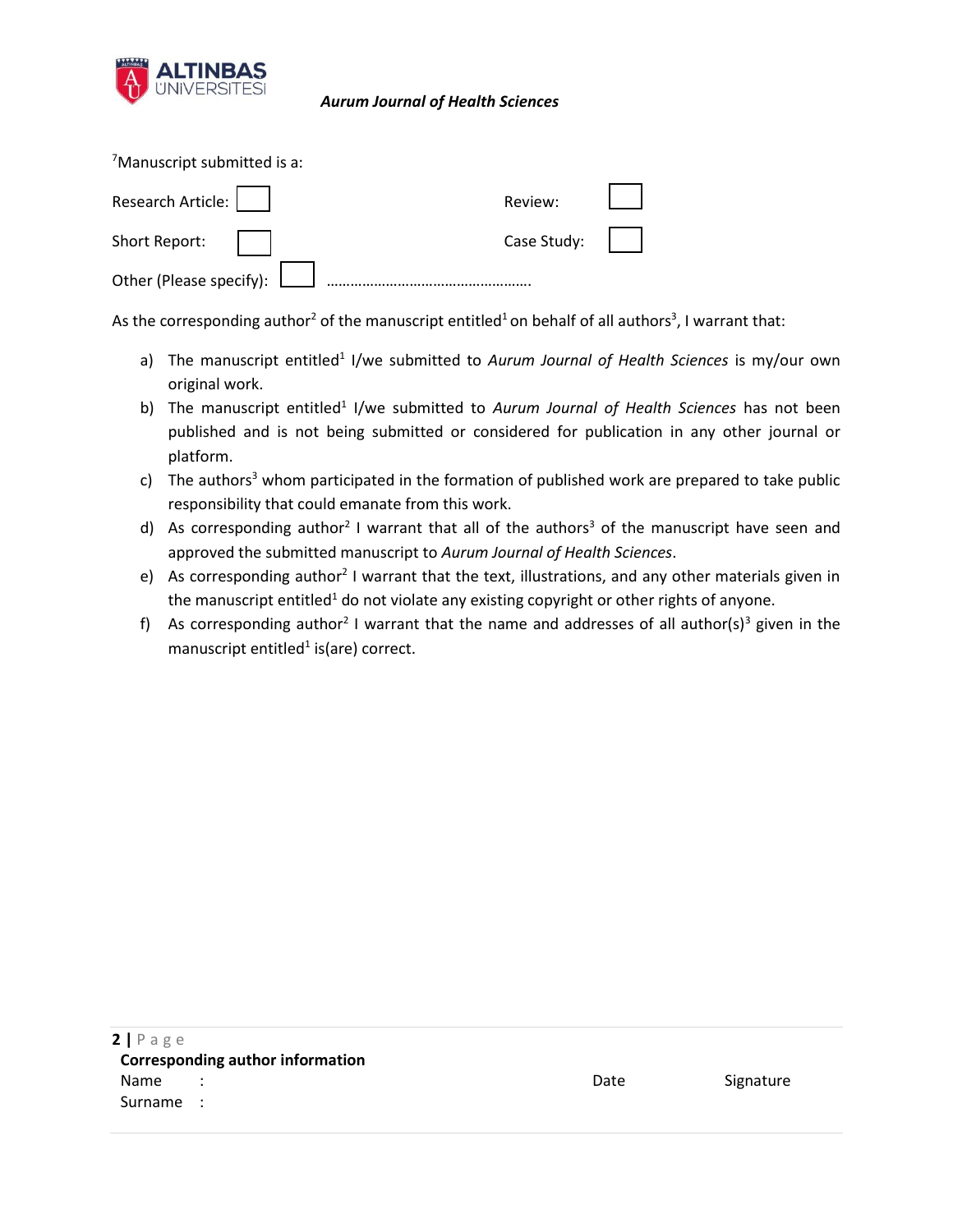[7]Manuscript submitted is a:

Research Article: ☐ Review: ☐

Short Report: ☐ Case Study: ☐

Other (Please specify): ☐ …………………………………………….

As the corresponding author[2] of the manuscript entitled[1] on behalf of all authors[3], I warrant that:

a) The manuscript entitled[1] I/we submitted to *Aurum Journal of Health Sciences* is my/our own original work.
b) The manuscript entitled[1] I/we submitted to *Aurum Journal of Health Sciences* has not been published and is not being submitted or considered for publication in any other journal or platform.
c) The authors[3] whom participated in the formation of published work are prepared to take public responsibility that could emanate from this work.
d) As corresponding author[2] I warrant that all of the authors[3] of the manuscript have seen and approved the submitted manuscript to *Aurum Journal of Health Sciences*.
e) As corresponding author[2] I warrant that the text, illustrations, and any other materials given in the manuscript entitled[1] do not violate any existing copyright or other rights of anyone.
f) As corresponding author[2] I warrant that the name and addresses of all author(s)[3] given in the manuscript entitled[1] is(are) correct.

**Corresponding author information**

Name :

Surname :

Date

Signature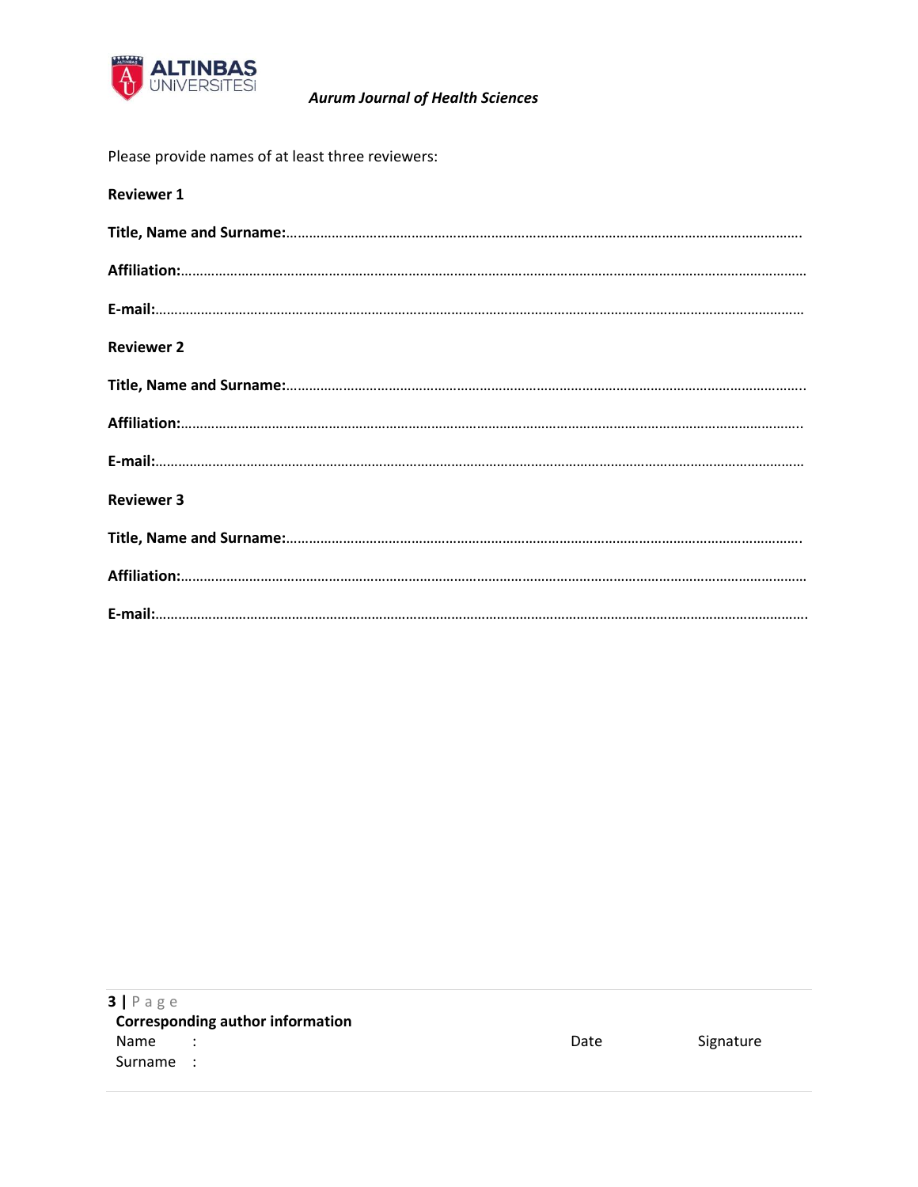Please provide names of at least three reviewers:

**Reviewer 1**

**Title, Name and Surname:**…………………………………………………………………………………………………………………….

**Affiliation:**……………………………………………………………………………………………………………………………………………

**E-mail:**…………………………………………………………………………………………………………………………………………………

**Reviewer 2**

**Title, Name and Surname:**……………………………………………………………………………………………………………………..

**Affiliation:**…………………………………………………………………………………………………………………………………………..

**E-mail:**…………………………………………………………………………………………………………………………………………………

**Reviewer 3**

**Title, Name and Surname:**…………………………………………………………………………………………………………………….

**Affiliation:**……………………………………………………………………………………………………………………………………………

**E-mail:**…………………………………………………………………………………………………………………………………………………..

**Corresponding author information**

Name :

Surname :

Date

Signature